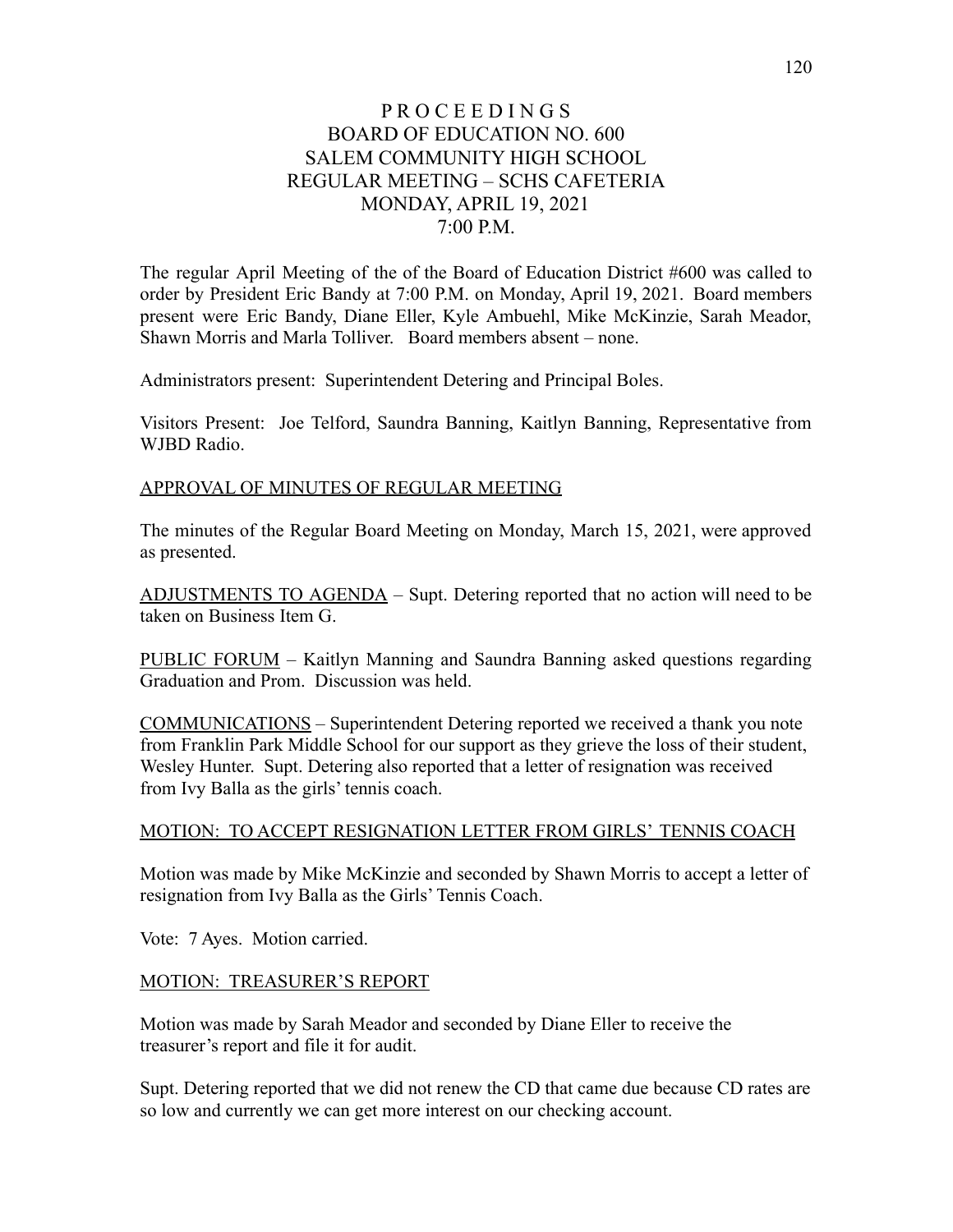# P R O C E E D I N G S
# BOARD OF EDUCATION NO. 600
# SALEM COMMUNITY HIGH SCHOOL
# REGULAR MEETING – SCHS CAFETERIA
# MONDAY, APRIL 19, 2021
# 7:00 P.M.

The regular April Meeting of the of the Board of Education District #600 was called to order by President Eric Bandy at 7:00 P.M. on Monday, April 19, 2021. Board members present were Eric Bandy, Diane Eller, Kyle Ambuehl, Mike McKinzie, Sarah Meador, Shawn Morris and Marla Tolliver. Board members absent – none.

Administrators present: Superintendent Detering and Principal Boles.

Visitors Present: Joe Telford, Saundra Banning, Kaitlyn Banning, Representative from WJBD Radio.

APPROVAL OF MINUTES OF REGULAR MEETING

The minutes of the Regular Board Meeting on Monday, March 15, 2021, were approved as presented.

ADJUSTMENTS TO AGENDA – Supt. Detering reported that no action will need to be taken on Business Item G.

PUBLIC FORUM – Kaitlyn Manning and Saundra Banning asked questions regarding Graduation and Prom. Discussion was held.

COMMUNICATIONS – Superintendent Detering reported we received a thank you note from Franklin Park Middle School for our support as they grieve the loss of their student, Wesley Hunter. Supt. Detering also reported that a letter of resignation was received from Ivy Balla as the girls' tennis coach.

MOTION: TO ACCEPT RESIGNATION LETTER FROM GIRLS' TENNIS COACH

Motion was made by Mike McKinzie and seconded by Shawn Morris to accept a letter of resignation from Ivy Balla as the Girls' Tennis Coach.

Vote: 7 Ayes. Motion carried.

MOTION: TREASURER'S REPORT

Motion was made by Sarah Meador and seconded by Diane Eller to receive the treasurer's report and file it for audit.

Supt. Detering reported that we did not renew the CD that came due because CD rates are so low and currently we can get more interest on our checking account.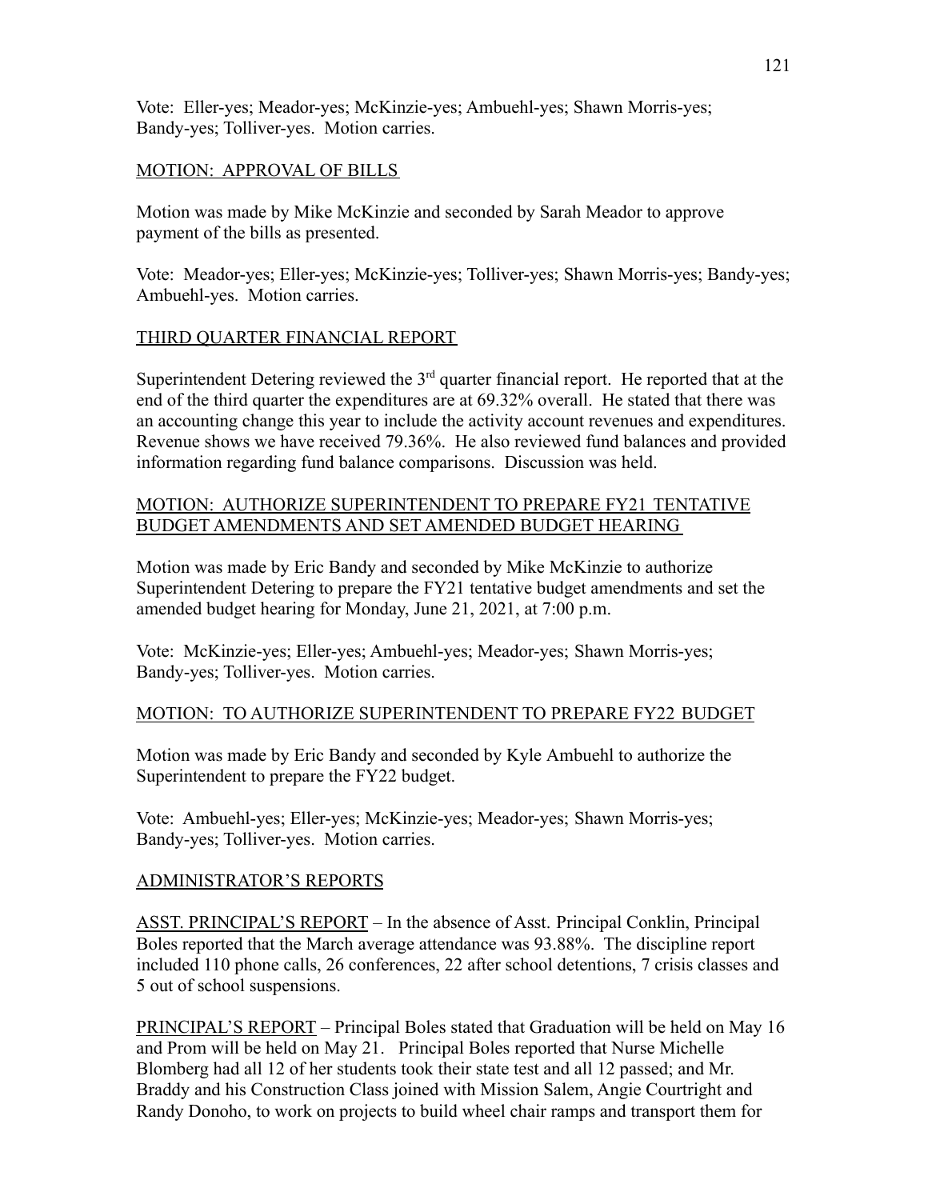Vote: Eller-yes; Meador-yes; McKinzie-yes; Ambuehl-yes; Shawn Morris-yes; Bandy-yes; Tolliver-yes. Motion carries.

MOTION: APPROVAL OF BILLS

Motion was made by Mike McKinzie and seconded by Sarah Meador to approve payment of the bills as presented.

Vote: Meador-yes; Eller-yes; McKinzie-yes; Tolliver-yes; Shawn Morris-yes; Bandy-yes; Ambuehl-yes. Motion carries.

THIRD QUARTER FINANCIAL REPORT

Superintendent Detering reviewed the 3rd quarter financial report. He reported that at the end of the third quarter the expenditures are at 69.32% overall. He stated that there was an accounting change this year to include the activity account revenues and expenditures. Revenue shows we have received 79.36%. He also reviewed fund balances and provided information regarding fund balance comparisons. Discussion was held.

MOTION: AUTHORIZE SUPERINTENDENT TO PREPARE FY21 TENTATIVE BUDGET AMENDMENTS AND SET AMENDED BUDGET HEARING

Motion was made by Eric Bandy and seconded by Mike McKinzie to authorize Superintendent Detering to prepare the FY21 tentative budget amendments and set the amended budget hearing for Monday, June 21, 2021, at 7:00 p.m.

Vote: McKinzie-yes; Eller-yes; Ambuehl-yes; Meador-yes; Shawn Morris-yes; Bandy-yes; Tolliver-yes. Motion carries.

MOTION: TO AUTHORIZE SUPERINTENDENT TO PREPARE FY22 BUDGET

Motion was made by Eric Bandy and seconded by Kyle Ambuehl to authorize the Superintendent to prepare the FY22 budget.

Vote: Ambuehl-yes; Eller-yes; McKinzie-yes; Meador-yes; Shawn Morris-yes; Bandy-yes; Tolliver-yes. Motion carries.

ADMINISTRATOR'S REPORTS

ASST. PRINCIPAL'S REPORT – In the absence of Asst. Principal Conklin, Principal Boles reported that the March average attendance was 93.88%. The discipline report included 110 phone calls, 26 conferences, 22 after school detentions, 7 crisis classes and 5 out of school suspensions.

PRINCIPAL'S REPORT – Principal Boles stated that Graduation will be held on May 16 and Prom will be held on May 21. Principal Boles reported that Nurse Michelle Blomberg had all 12 of her students took their state test and all 12 passed; and Mr. Braddy and his Construction Class joined with Mission Salem, Angie Courtright and Randy Donoho, to work on projects to build wheel chair ramps and transport them for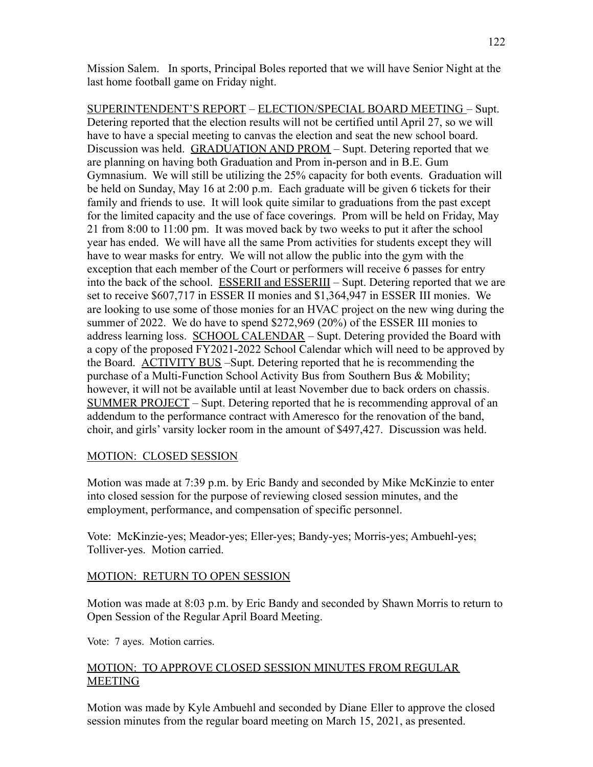Mission Salem. In sports, Principal Boles reported that we will have Senior Night at the last home football game on Friday night.

<u>SUPERINTENDENT'S REPORT</u> – <u>ELECTION/SPECIAL BOARD MEETING</u> – Supt. Detering reported that the election results will not be certified until April 27, so we will have to have a special meeting to canvas the election and seat the new school board. Discussion was held. <u>GRADUATION AND PROM</u> – Supt. Detering reported that we are planning on having both Graduation and Prom in-person and in B.E. Gum Gymnasium. We will still be utilizing the 25% capacity for both events. Graduation will be held on Sunday, May 16 at 2:00 p.m. Each graduate will be given 6 tickets for their family and friends to use. It will look quite similar to graduations from the past except for the limited capacity and the use of face coverings. Prom will be held on Friday, May 21 from 8:00 to 11:00 pm. It was moved back by two weeks to put it after the school year has ended. We will have all the same Prom activities for students except they will have to wear masks for entry. We will not allow the public into the gym with the exception that each member of the Court or performers will receive 6 passes for entry into the back of the school. <u>ESSERII and ESSERIII</u> – Supt. Detering reported that we are set to receive $607,717 in ESSER II monies and $1,364,947 in ESSER III monies. We are looking to use some of those monies for an HVAC project on the new wing during the summer of 2022. We do have to spend $272,969 (20%) of the ESSER III monies to address learning loss. <u>SCHOOL CALENDAR</u> – Supt. Detering provided the Board with a copy of the proposed FY2021-2022 School Calendar which will need to be approved by the Board. <u>ACTIVITY BUS</u> –Supt. Detering reported that he is recommending the purchase of a Multi-Function School Activity Bus from Southern Bus & Mobility; however, it will not be available until at least November due to back orders on chassis. <u>SUMMER PROJECT</u> – Supt. Detering reported that he is recommending approval of an addendum to the performance contract with Ameresco for the renovation of the band, choir, and girls' varsity locker room in the amount of $497,427. Discussion was held.

<u>MOTION: CLOSED SESSION</u>

Motion was made at 7:39 p.m. by Eric Bandy and seconded by Mike McKinzie to enter into closed session for the purpose of reviewing closed session minutes, and the employment, performance, and compensation of specific personnel.

Vote: McKinzie-yes; Meador-yes; Eller-yes; Bandy-yes; Morris-yes; Ambuehl-yes; Tolliver-yes. Motion carried.

<u>MOTION: RETURN TO OPEN SESSION</u>

Motion was made at 8:03 p.m. by Eric Bandy and seconded by Shawn Morris to return to Open Session of the Regular April Board Meeting.

Vote: 7 ayes. Motion carries.

<u>MOTION: TO APPROVE CLOSED SESSION MINUTES FROM REGULAR MEETING</u>

Motion was made by Kyle Ambuehl and seconded by Diane Eller to approve the closed session minutes from the regular board meeting on March 15, 2021, as presented.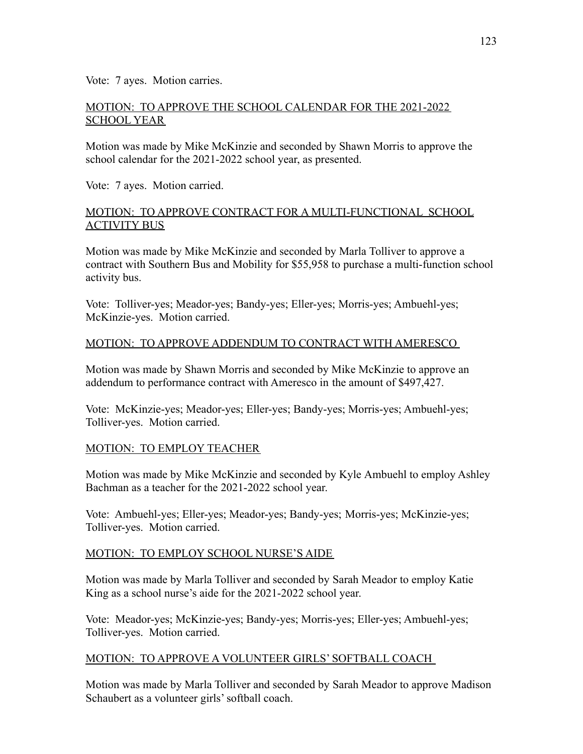Vote: 7 ayes. Motion carries.

MOTION: TO APPROVE THE SCHOOL CALENDAR FOR THE 2021-2022 SCHOOL YEAR

Motion was made by Mike McKinzie and seconded by Shawn Morris to approve the school calendar for the 2021-2022 school year, as presented.

Vote: 7 ayes. Motion carried.

MOTION: TO APPROVE CONTRACT FOR A MULTI-FUNCTIONAL SCHOOL ACTIVITY BUS

Motion was made by Mike McKinzie and seconded by Marla Tolliver to approve a contract with Southern Bus and Mobility for $55,958 to purchase a multi-function school activity bus.

Vote: Tolliver-yes; Meador-yes; Bandy-yes; Eller-yes; Morris-yes; Ambuehl-yes; McKinzie-yes. Motion carried.

MOTION: TO APPROVE ADDENDUM TO CONTRACT WITH AMERESCO

Motion was made by Shawn Morris and seconded by Mike McKinzie to approve an addendum to performance contract with Ameresco in the amount of $497,427.

Vote: McKinzie-yes; Meador-yes; Eller-yes; Bandy-yes; Morris-yes; Ambuehl-yes; Tolliver-yes. Motion carried.

MOTION: TO EMPLOY TEACHER

Motion was made by Mike McKinzie and seconded by Kyle Ambuehl to employ Ashley Bachman as a teacher for the 2021-2022 school year.

Vote: Ambuehl-yes; Eller-yes; Meador-yes; Bandy-yes; Morris-yes; McKinzie-yes; Tolliver-yes. Motion carried.

MOTION: TO EMPLOY SCHOOL NURSE'S AIDE

Motion was made by Marla Tolliver and seconded by Sarah Meador to employ Katie King as a school nurse's aide for the 2021-2022 school year.

Vote: Meador-yes; McKinzie-yes; Bandy-yes; Morris-yes; Eller-yes; Ambuehl-yes; Tolliver-yes. Motion carried.

MOTION: TO APPROVE A VOLUNTEER GIRLS' SOFTBALL COACH

Motion was made by Marla Tolliver and seconded by Sarah Meador to approve Madison Schaubert as a volunteer girls' softball coach.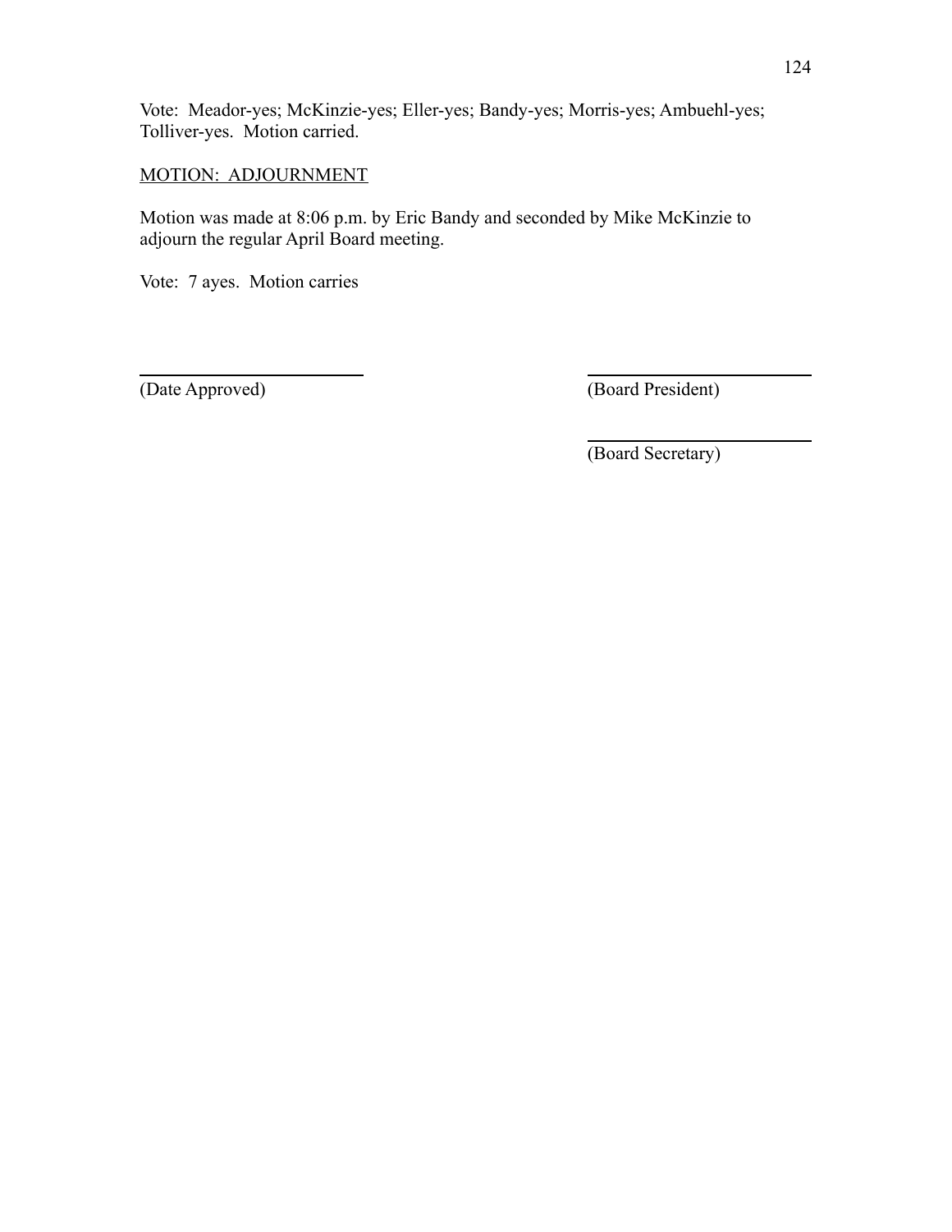Vote: Meador-yes; McKinzie-yes; Eller-yes; Bandy-yes; Morris-yes; Ambuehl-yes; Tolliver-yes. Motion carried.

MOTION: ADJOURNMENT

Motion was made at 8:06 p.m. by Eric Bandy and seconded by Mike McKinzie to adjourn the regular April Board meeting.

Vote: 7 ayes. Motion carries

\_\_\_\_\_\_\_\_\_\_\_\_\_\_\_\_\_\_\_\_\_\_\_\_
(Date Approved)

\_\_\_\_\_\_\_\_\_\_\_\_\_\_\_\_\_\_\_\_\_\_\_\_
(Board President)

\_\_\_\_\_\_\_\_\_\_\_\_\_\_\_\_\_\_\_\_\_\_\_\_
(Board Secretary)